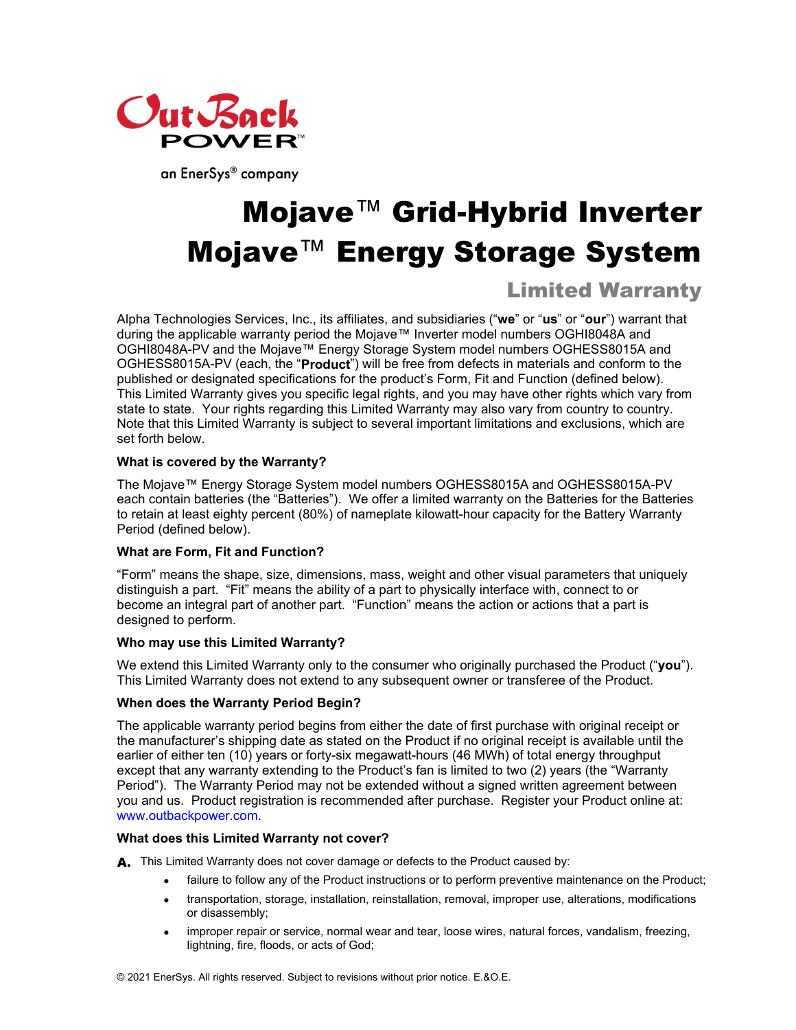OutBack POWER™

an EnerSys® company

# Mojave™ Grid-Hybrid Inverter
# Mojave™ Energy Storage System

## Limited Warranty

Alpha Technologies Services, Inc., its affiliates, and subsidiaries ("**we**" or "**us**" or "**our**") warrant that during the applicable warranty period the Mojave™ Inverter model numbers OGHI8048A and OGHI8048A-PV and the Mojave™ Energy Storage System model numbers OGHESS8015A and OGHESS8015A-PV (each, the "**Product**") will be free from defects in materials and conform to the published or designated specifications for the product's Form, Fit and Function (defined below). This Limited Warranty gives you specific legal rights, and you may have other rights which vary from state to state. Your rights regarding this Limited Warranty may also vary from country to country. Note that this Limited Warranty is subject to several important limitations and exclusions, which are set forth below.

**What is covered by the Warranty?**

The Mojave™ Energy Storage System model numbers OGHESS8015A and OGHESS8015A-PV each contain batteries (the "Batteries"). We offer a limited warranty on the Batteries for the Batteries to retain at least eighty percent (80%) of nameplate kilowatt-hour capacity for the Battery Warranty Period (defined below).

**What are Form, Fit and Function?**

"Form" means the shape, size, dimensions, mass, weight and other visual parameters that uniquely distinguish a part. "Fit" means the ability of a part to physically interface with, connect to or become an integral part of another part. "Function" means the action or actions that a part is designed to perform.

**Who may use this Limited Warranty?**

We extend this Limited Warranty only to the consumer who originally purchased the Product ("**you**"). This Limited Warranty does not extend to any subsequent owner or transferee of the Product.

**When does the Warranty Period Begin?**

The applicable warranty period begins from either the date of first purchase with original receipt or the manufacturer's shipping date as stated on the Product if no original receipt is available until the earlier of either ten (10) years or forty-six megawatt-hours (46 MWh) of total energy throughput except that any warranty extending to the Product's fan is limited to two (2) years (the "Warranty Period"). The Warranty Period may not be extended without a signed written agreement between you and us. Product registration is recommended after purchase. Register your Product online at: www.outbackpower.com.

**What does this Limited Warranty not cover?**

**A.** This Limited Warranty does not cover damage or defects to the Product caused by:

- failure to follow any of the Product instructions or to perform preventive maintenance on the Product;
- transportation, storage, installation, reinstallation, removal, improper use, alterations, modifications or disassembly;
- improper repair or service, normal wear and tear, loose wires, natural forces, vandalism, freezing, lightning, fire, floods, or acts of God;

© 2021 EnerSys. All rights reserved. Subject to revisions without prior notice. E.&O.E.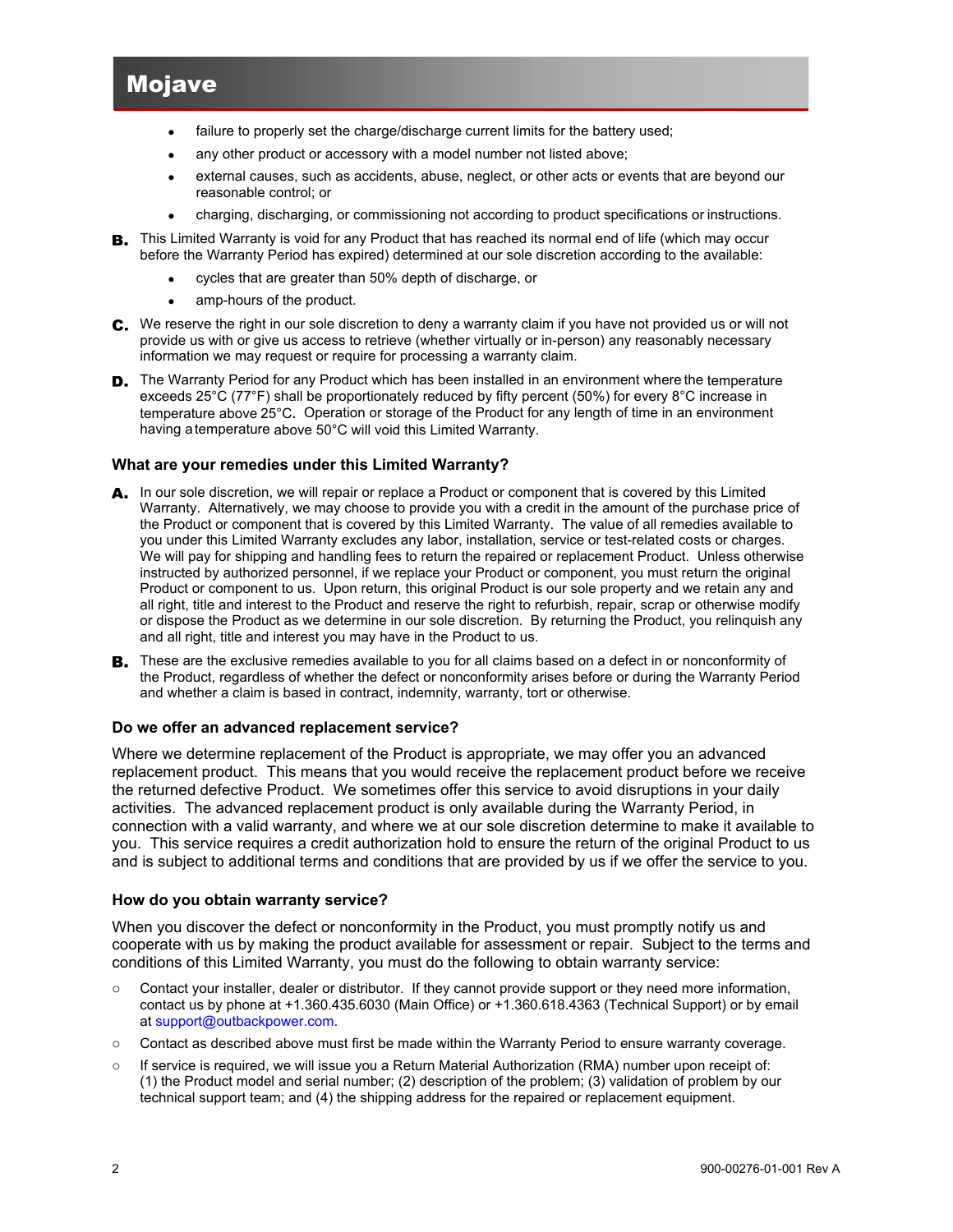- failure to properly set the charge/discharge current limits for the battery used;
- any other product or accessory with a model number not listed above;
- external causes, such as accidents, abuse, neglect, or other acts or events that are beyond our reasonable control; or
- charging, discharging, or commissioning not according to product specifications or instructions.

**B.** This Limited Warranty is void for any Product that has reached its normal end of life (which may occur before the Warranty Period has expired) determined at our sole discretion according to the available:

- cycles that are greater than 50% depth of discharge, or
- amp-hours of the product.

**C.** We reserve the right in our sole discretion to deny a warranty claim if you have not provided us or will not provide us with or give us access to retrieve (whether virtually or in-person) any reasonably necessary information we may request or require for processing a warranty claim.

**D.** The Warranty Period for any Product which has been installed in an environment where the temperature exceeds 25°C (77°F) shall be proportionately reduced by fifty percent (50%) for every 8°C increase in temperature above 25°C. Operation or storage of the Product for any length of time in an environment having a temperature above 50°C will void this Limited Warranty.

### What are your remedies under this Limited Warranty?

**A.** In our sole discretion, we will repair or replace a Product or component that is covered by this Limited Warranty. Alternatively, we may choose to provide you with a credit in the amount of the purchase price of the Product or component that is covered by this Limited Warranty. The value of all remedies available to you under this Limited Warranty excludes any labor, installation, service or test-related costs or charges. We will pay for shipping and handling fees to return the repaired or replacement Product. Unless otherwise instructed by authorized personnel, if we replace your Product or component, you must return the original Product or component to us. Upon return, this original Product is our sole property and we retain any and all right, title and interest to the Product and reserve the right to refurbish, repair, scrap or otherwise modify or dispose the Product as we determine in our sole discretion. By returning the Product, you relinquish any and all right, title and interest you may have in the Product to us.

**B.** These are the exclusive remedies available to you for all claims based on a defect in or nonconformity of the Product, regardless of whether the defect or nonconformity arises before or during the Warranty Period and whether a claim is based in contract, indemnity, warranty, tort or otherwise.

### Do we offer an advanced replacement service?

Where we determine replacement of the Product is appropriate, we may offer you an advanced replacement product. This means that you would receive the replacement product before we receive the returned defective Product. We sometimes offer this service to avoid disruptions in your daily activities. The advanced replacement product is only available during the Warranty Period, in connection with a valid warranty, and where we at our sole discretion determine to make it available to you. This service requires a credit authorization hold to ensure the return of the original Product to us and is subject to additional terms and conditions that are provided by us if we offer the service to you.

### How do you obtain warranty service?

When you discover the defect or nonconformity in the Product, you must promptly notify us and cooperate with us by making the product available for assessment or repair. Subject to the terms and conditions of this Limited Warranty, you must do the following to obtain warranty service:

- Contact your installer, dealer or distributor. If they cannot provide support or they need more information, contact us by phone at +1.360.435.6030 (Main Office) or +1.360.618.4363 (Technical Support) or by email at support@outbackpower.com.
- Contact as described above must first be made within the Warranty Period to ensure warranty coverage.
- If service is required, we will issue you a Return Material Authorization (RMA) number upon receipt of: (1) the Product model and serial number; (2) description of the problem; (3) validation of problem by our technical support team; and (4) the shipping address for the repaired or replacement equipment.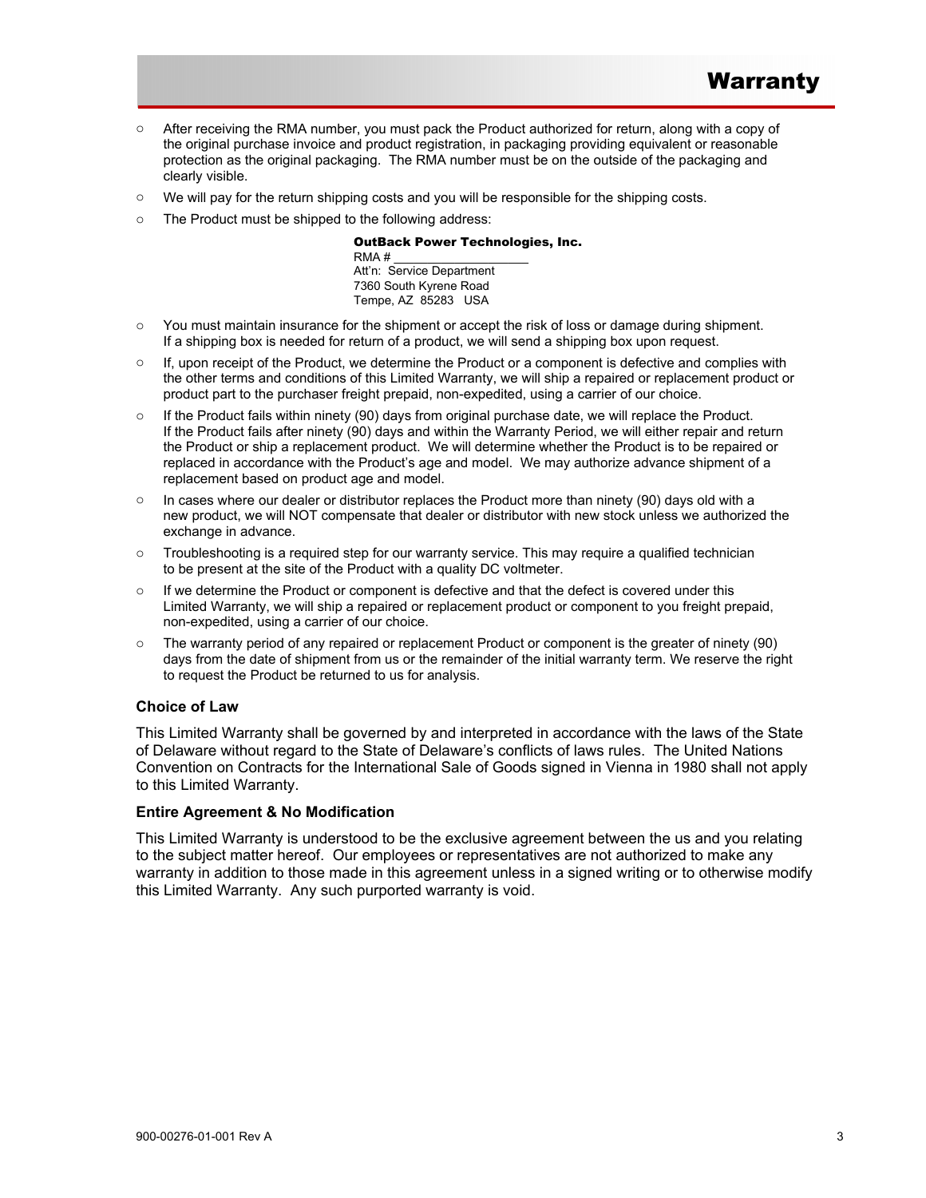- After receiving the RMA number, you must pack the Product authorized for return, along with a copy of the original purchase invoice and product registration, in packaging providing equivalent or reasonable protection as the original packaging. The RMA number must be on the outside of the packaging and clearly visible.
- We will pay for the return shipping costs and you will be responsible for the shipping costs.
- The Product must be shipped to the following address:

  **OutBack Power Technologies, Inc.**
  RMA # ____________________
  Att'n: Service Department
  7360 South Kyrene Road
  Tempe, AZ 85283 USA

- You must maintain insurance for the shipment or accept the risk of loss or damage during shipment. If a shipping box is needed for return of a product, we will send a shipping box upon request.
- If, upon receipt of the Product, we determine the Product or a component is defective and complies with the other terms and conditions of this Limited Warranty, we will ship a repaired or replacement product or product part to the purchaser freight prepaid, non-expedited, using a carrier of our choice.
- If the Product fails within ninety (90) days from original purchase date, we will replace the Product. If the Product fails after ninety (90) days and within the Warranty Period, we will either repair and return the Product or ship a replacement product. We will determine whether the Product is to be repaired or replaced in accordance with the Product's age and model. We may authorize advance shipment of a replacement based on product age and model.
- In cases where our dealer or distributor replaces the Product more than ninety (90) days old with a new product, we will NOT compensate that dealer or distributor with new stock unless we authorized the exchange in advance.
- Troubleshooting is a required step for our warranty service. This may require a qualified technician to be present at the site of the Product with a quality DC voltmeter.
- If we determine the Product or component is defective and that the defect is covered under this Limited Warranty, we will ship a repaired or replacement product or component to you freight prepaid, non-expedited, using a carrier of our choice.
- The warranty period of any repaired or replacement Product or component is the greater of ninety (90) days from the date of shipment from us or the remainder of the initial warranty term. We reserve the right to request the Product be returned to us for analysis.

### Choice of Law

This Limited Warranty shall be governed by and interpreted in accordance with the laws of the State of Delaware without regard to the State of Delaware's conflicts of laws rules. The United Nations Convention on Contracts for the International Sale of Goods signed in Vienna in 1980 shall not apply to this Limited Warranty.

### Entire Agreement & No Modification

This Limited Warranty is understood to be the exclusive agreement between the us and you relating to the subject matter hereof. Our employees or representatives are not authorized to make any warranty in addition to those made in this agreement unless in a signed writing or to otherwise modify this Limited Warranty. Any such purported warranty is void.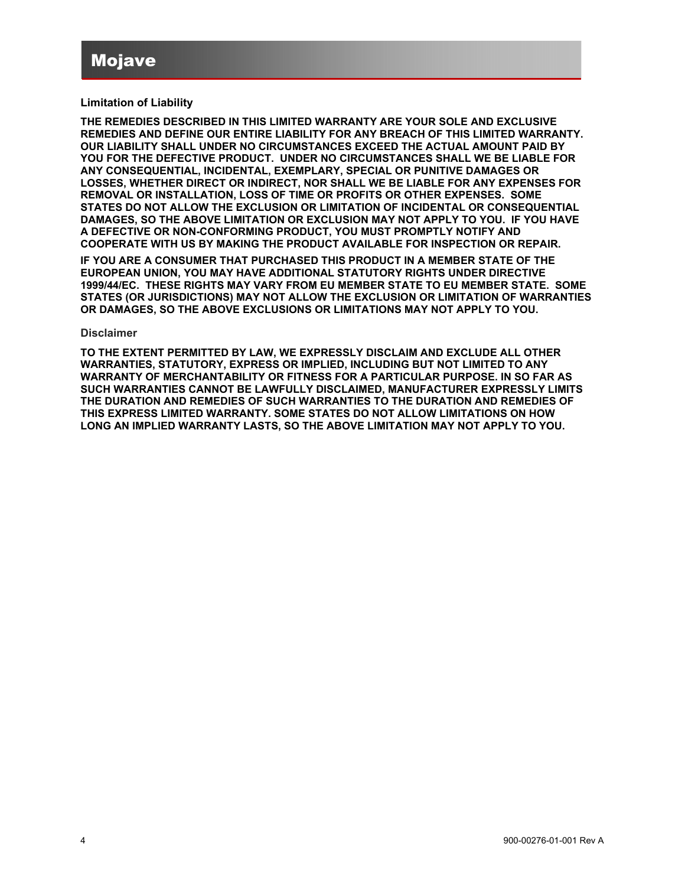### Limitation of Liability

**THE REMEDIES DESCRIBED IN THIS LIMITED WARRANTY ARE YOUR SOLE AND EXCLUSIVE REMEDIES AND DEFINE OUR ENTIRE LIABILITY FOR ANY BREACH OF THIS LIMITED WARRANTY. OUR LIABILITY SHALL UNDER NO CIRCUMSTANCES EXCEED THE ACTUAL AMOUNT PAID BY YOU FOR THE DEFECTIVE PRODUCT. UNDER NO CIRCUMSTANCES SHALL WE BE LIABLE FOR ANY CONSEQUENTIAL, INCIDENTAL, EXEMPLARY, SPECIAL OR PUNITIVE DAMAGES OR LOSSES, WHETHER DIRECT OR INDIRECT, NOR SHALL WE BE LIABLE FOR ANY EXPENSES FOR REMOVAL OR INSTALLATION, LOSS OF TIME OR PROFITS OR OTHER EXPENSES. SOME STATES DO NOT ALLOW THE EXCLUSION OR LIMITATION OF INCIDENTAL OR CONSEQUENTIAL DAMAGES, SO THE ABOVE LIMITATION OR EXCLUSION MAY NOT APPLY TO YOU. IF YOU HAVE A DEFECTIVE OR NON-CONFORMING PRODUCT, YOU MUST PROMPTLY NOTIFY AND COOPERATE WITH US BY MAKING THE PRODUCT AVAILABLE FOR INSPECTION OR REPAIR.**

**IF YOU ARE A CONSUMER THAT PURCHASED THIS PRODUCT IN A MEMBER STATE OF THE EUROPEAN UNION, YOU MAY HAVE ADDITIONAL STATUTORY RIGHTS UNDER DIRECTIVE 1999/44/EC. THESE RIGHTS MAY VARY FROM EU MEMBER STATE TO EU MEMBER STATE. SOME STATES (OR JURISDICTIONS) MAY NOT ALLOW THE EXCLUSION OR LIMITATION OF WARRANTIES OR DAMAGES, SO THE ABOVE EXCLUSIONS OR LIMITATIONS MAY NOT APPLY TO YOU.**

### Disclaimer

**TO THE EXTENT PERMITTED BY LAW, WE EXPRESSLY DISCLAIM AND EXCLUDE ALL OTHER WARRANTIES, STATUTORY, EXPRESS OR IMPLIED, INCLUDING BUT NOT LIMITED TO ANY WARRANTY OF MERCHANTABILITY OR FITNESS FOR A PARTICULAR PURPOSE. IN SO FAR AS SUCH WARRANTIES CANNOT BE LAWFULLY DISCLAIMED, MANUFACTURER EXPRESSLY LIMITS THE DURATION AND REMEDIES OF SUCH WARRANTIES TO THE DURATION AND REMEDIES OF THIS EXPRESS LIMITED WARRANTY. SOME STATES DO NOT ALLOW LIMITATIONS ON HOW LONG AN IMPLIED WARRANTY LASTS, SO THE ABOVE LIMITATION MAY NOT APPLY TO YOU.**